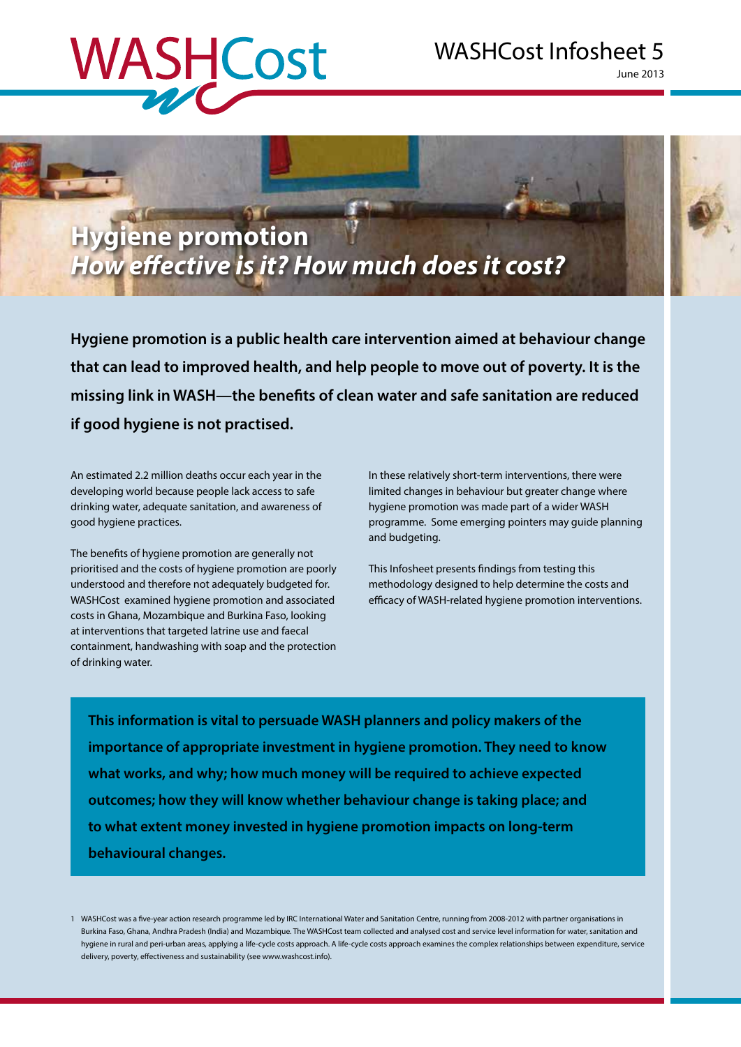WASHCost

WASHCost Infosheet 5

June 2013

# Hygiene promotion
## *How effective is it? How much does it cost?*

**Hygiene promotion is a public health care intervention aimed at behaviour change that can lead to improved health, and help people to move out of poverty. It is the missing link in WASH—the benefits of clean water and safe sanitation are reduced if good hygiene is not practised.**

An estimated 2.2 million deaths occur each year in the developing world because people lack access to safe drinking water, adequate sanitation, and awareness of good hygiene practices.

The benefits of hygiene promotion are generally not prioritised and the costs of hygiene promotion are poorly understood and therefore not adequately budgeted for. WASHCost examined hygiene promotion and associated costs in Ghana, Mozambique and Burkina Faso, looking at interventions that targeted latrine use and faecal containment, handwashing with soap and the protection of drinking water.

In these relatively short-term interventions, there were limited changes in behaviour but greater change where hygiene promotion was made part of a wider WASH programme. Some emerging pointers may guide planning and budgeting.

This Infosheet presents findings from testing this methodology designed to help determine the costs and efficacy of WASH-related hygiene promotion interventions.

**This information is vital to persuade WASH planners and policy makers of the importance of appropriate investment in hygiene promotion. They need to know what works, and why; how much money will be required to achieve expected outcomes; how they will know whether behaviour change is taking place; and to what extent money invested in hygiene promotion impacts on long-term behavioural changes.**

1 WASHCost was a five-year action research programme led by IRC International Water and Sanitation Centre, running from 2008-2012 with partner organisations in Burkina Faso, Ghana, Andhra Pradesh (India) and Mozambique. The WASHCost team collected and analysed cost and service level information for water, sanitation and hygiene in rural and peri-urban areas, applying a life-cycle costs approach. A life-cycle costs approach examines the complex relationships between expenditure, service delivery, poverty, effectiveness and sustainability (see www.washcost.info).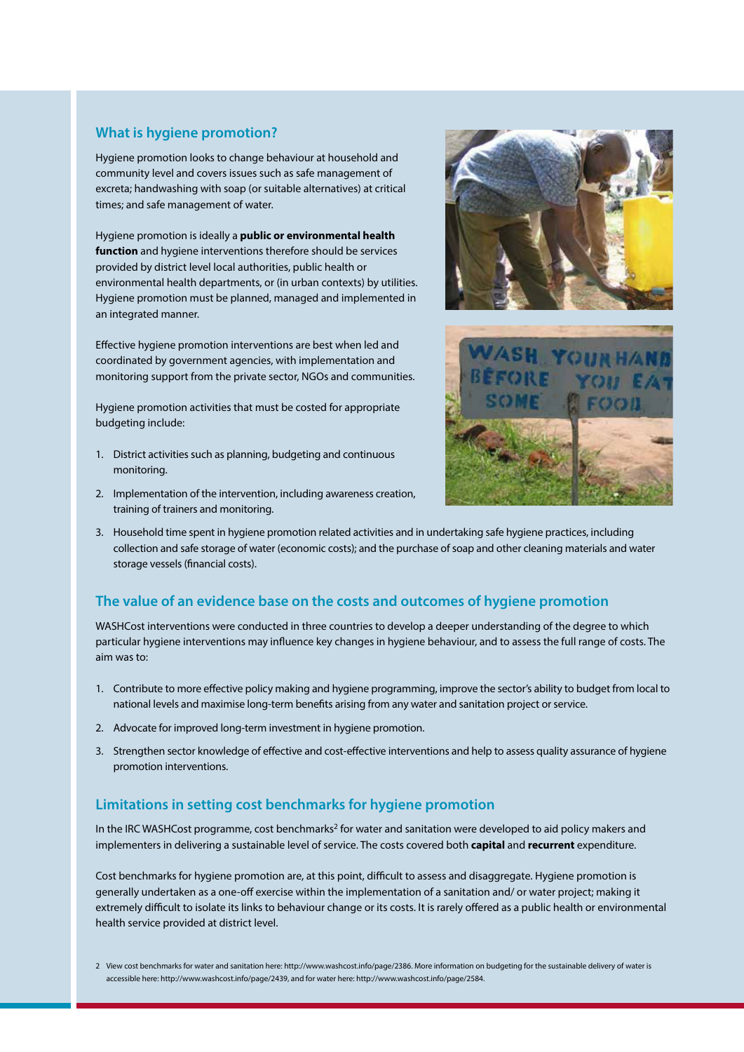## What is hygiene promotion?

Hygiene promotion looks to change behaviour at household and community level and covers issues such as safe management of excreta; handwashing with soap (or suitable alternatives) at critical times; and safe management of water.

Hygiene promotion is ideally a **public or environmental health function** and hygiene interventions therefore should be services provided by district level local authorities, public health or environmental health departments, or (in urban contexts) by utilities. Hygiene promotion must be planned, managed and implemented in an integrated manner.

Effective hygiene promotion interventions are best when led and coordinated by government agencies, with implementation and monitoring support from the private sector, NGOs and communities.

Hygiene promotion activities that must be costed for appropriate budgeting include:

1. District activities such as planning, budgeting and continuous monitoring.
2. Implementation of the intervention, including awareness creation, training of trainers and monitoring.
3. Household time spent in hygiene promotion related activities and in undertaking safe hygiene practices, including collection and safe storage of water (economic costs); and the purchase of soap and other cleaning materials and water storage vessels (financial costs).

## The value of an evidence base on the costs and outcomes of hygiene promotion

WASHCost interventions were conducted in three countries to develop a deeper understanding of the degree to which particular hygiene interventions may influence key changes in hygiene behaviour, and to assess the full range of costs. The aim was to:

1. Contribute to more effective policy making and hygiene programming, improve the sector's ability to budget from local to national levels and maximise long-term benefits arising from any water and sanitation project or service.
2. Advocate for improved long-term investment in hygiene promotion.
3. Strengthen sector knowledge of effective and cost-effective interventions and help to assess quality assurance of hygiene promotion interventions.

## Limitations in setting cost benchmarks for hygiene promotion

In the IRC WASHCost programme, cost benchmarks[2] for water and sanitation were developed to aid policy makers and implementers in delivering a sustainable level of service. The costs covered both **capital** and **recurrent** expenditure.

Cost benchmarks for hygiene promotion are, at this point, difficult to assess and disaggregate. Hygiene promotion is generally undertaken as a one-off exercise within the implementation of a sanitation and/ or water project; making it extremely difficult to isolate its links to behaviour change or its costs. It is rarely offered as a public health or environmental health service provided at district level.

2 View cost benchmarks for water and sanitation here: http://www.washcost.info/page/2386. More information on budgeting for the sustainable delivery of water is accessible here: http://www.washcost.info/page/2439, and for water here: http://www.washcost.info/page/2584.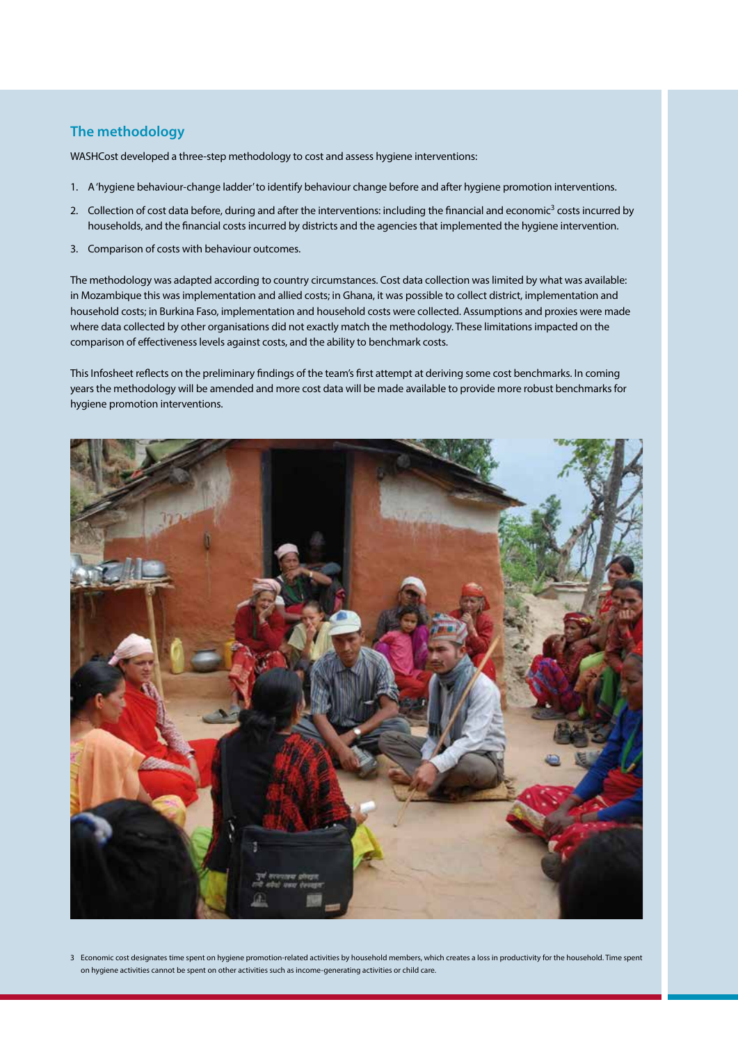## The methodology

WASHCost developed a three-step methodology to cost and assess hygiene interventions:

1. A 'hygiene behaviour-change ladder' to identify behaviour change before and after hygiene promotion interventions.
2. Collection of cost data before, during and after the interventions: including the financial and economic[3] costs incurred by households, and the financial costs incurred by districts and the agencies that implemented the hygiene intervention.
3. Comparison of costs with behaviour outcomes.

The methodology was adapted according to country circumstances. Cost data collection was limited by what was available: in Mozambique this was implementation and allied costs; in Ghana, it was possible to collect district, implementation and household costs; in Burkina Faso, implementation and household costs were collected. Assumptions and proxies were made where data collected by other organisations did not exactly match the methodology. These limitations impacted on the comparison of effectiveness levels against costs, and the ability to benchmark costs.

This Infosheet reflects on the preliminary findings of the team's first attempt at deriving some cost benchmarks. In coming years the methodology will be amended and more cost data will be made available to provide more robust benchmarks for hygiene promotion interventions.

3 Economic cost designates time spent on hygiene promotion-related activities by household members, which creates a loss in productivity for the household. Time spent on hygiene activities cannot be spent on other activities such as income-generating activities or child care.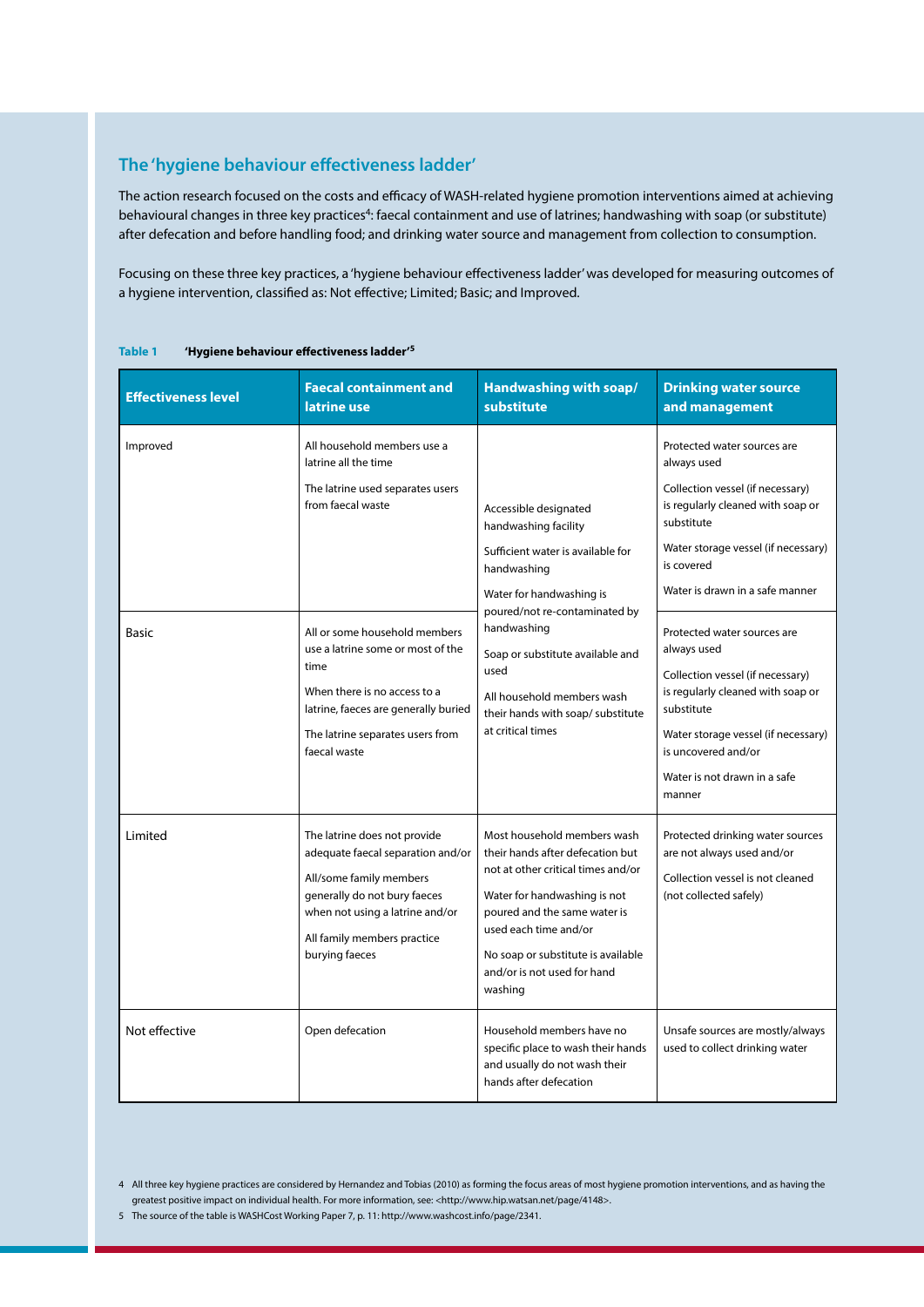## The 'hygiene behaviour effectiveness ladder'

The action research focused on the costs and efficacy of WASH-related hygiene promotion interventions aimed at achieving behavioural changes in three key practices[4]: faecal containment and use of latrines; handwashing with soap (or substitute) after defecation and before handling food; and drinking water source and management from collection to consumption.

Focusing on these three key practices, a 'hygiene behaviour effectiveness ladder' was developed for measuring outcomes of a hygiene intervention, classified as: Not effective; Limited; Basic; and Improved.

**Table 1** **'Hygiene behaviour effectiveness ladder'[5]**

| Effectiveness level | Faecal containment and latrine use | Handwashing with soap/ substitute | Drinking water source and management |
|---|---|---|---|
| Improved | All household members use a latrine all the time<br><br>The latrine used separates users from faecal waste | Accessible designated handwashing facility<br><br>Sufficient water is available for handwashing<br><br>Water for handwashing is poured/not re-contaminated by handwashing<br><br>Soap or substitute available and used<br><br>All household members wash their hands with soap/ substitute at critical times | Protected water sources are always used<br><br>Collection vessel (if necessary) is regularly cleaned with soap or substitute<br><br>Water storage vessel (if necessary) is covered<br><br>Water is drawn in a safe manner |
| Basic | All or some household members use a latrine some or most of the time<br><br>When there is no access to a latrine, faeces are generally buried<br><br>The latrine separates users from faecal waste | | Protected water sources are always used<br><br>Collection vessel (if necessary) is regularly cleaned with soap or substitute<br><br>Water storage vessel (if necessary) is uncovered and/or<br><br>Water is not drawn in a safe manner |
| Limited | The latrine does not provide adequate faecal separation and/or<br><br>All/some family members generally do not bury faeces when not using a latrine and/or<br><br>All family members practice burying faeces | Most household members wash their hands after defecation but not at other critical times and/or<br><br>Water for handwashing is not poured and the same water is used each time and/or<br><br>No soap or substitute is available and/or is not used for hand washing | Protected drinking water sources are not always used and/or<br><br>Collection vessel is not cleaned (not collected safely) |
| Not effective | Open defecation | Household members have no specific place to wash their hands and usually do not wash their hands after defecation | Unsafe sources are mostly/always used to collect drinking water |

4 All three key hygiene practices are considered by Hernandez and Tobias (2010) as forming the focus areas of most hygiene promotion interventions, and as having the greatest positive impact on individual health. For more information, see: <http://www.hip.watsan.net/page/4148>.

5 The source of the table is WASHCost Working Paper 7, p. 11: http://www.washcost.info/page/2341.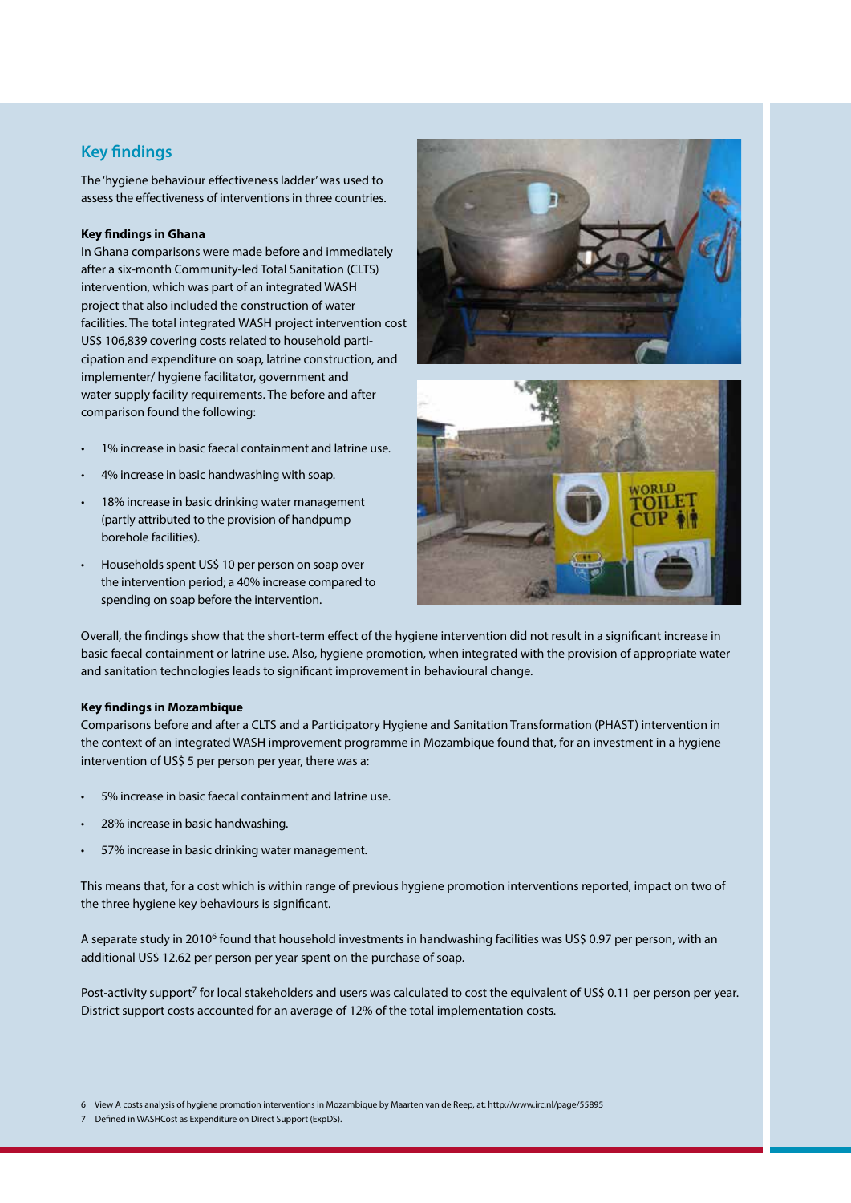## Key findings

The 'hygiene behaviour effectiveness ladder' was used to assess the effectiveness of interventions in three countries.

**Key findings in Ghana**

In Ghana comparisons were made before and immediately after a six-month Community-led Total Sanitation (CLTS) intervention, which was part of an integrated WASH project that also included the construction of water facilities. The total integrated WASH project intervention cost US$ 106,839 covering costs related to household participation and expenditure on soap, latrine construction, and implementer/ hygiene facilitator, government and water supply facility requirements. The before and after comparison found the following:

- 1% increase in basic faecal containment and latrine use.
- 4% increase in basic handwashing with soap.
- 18% increase in basic drinking water management (partly attributed to the provision of handpump borehole facilities).
- Households spent US$ 10 per person on soap over the intervention period; a 40% increase compared to spending on soap before the intervention.

Overall, the findings show that the short-term effect of the hygiene intervention did not result in a significant increase in basic faecal containment or latrine use. Also, hygiene promotion, when integrated with the provision of appropriate water and sanitation technologies leads to significant improvement in behavioural change.

**Key findings in Mozambique**

Comparisons before and after a CLTS and a Participatory Hygiene and Sanitation Transformation (PHAST) intervention in the context of an integrated WASH improvement programme in Mozambique found that, for an investment in a hygiene intervention of US$ 5 per person per year, there was a:

- 5% increase in basic faecal containment and latrine use.
- 28% increase in basic handwashing.
- 57% increase in basic drinking water management.

This means that, for a cost which is within range of previous hygiene promotion interventions reported, impact on two of the three hygiene key behaviours is significant.

A separate study in 2010[6] found that household investments in handwashing facilities was US$ 0.97 per person, with an additional US$ 12.62 per person per year spent on the purchase of soap.

Post-activity support[7] for local stakeholders and users was calculated to cost the equivalent of US$ 0.11 per person per year. District support costs accounted for an average of 12% of the total implementation costs.

6 View A costs analysis of hygiene promotion interventions in Mozambique by Maarten van de Reep, at: http://www.irc.nl/page/55895

7 Defined in WASHCost as Expenditure on Direct Support (ExpDS).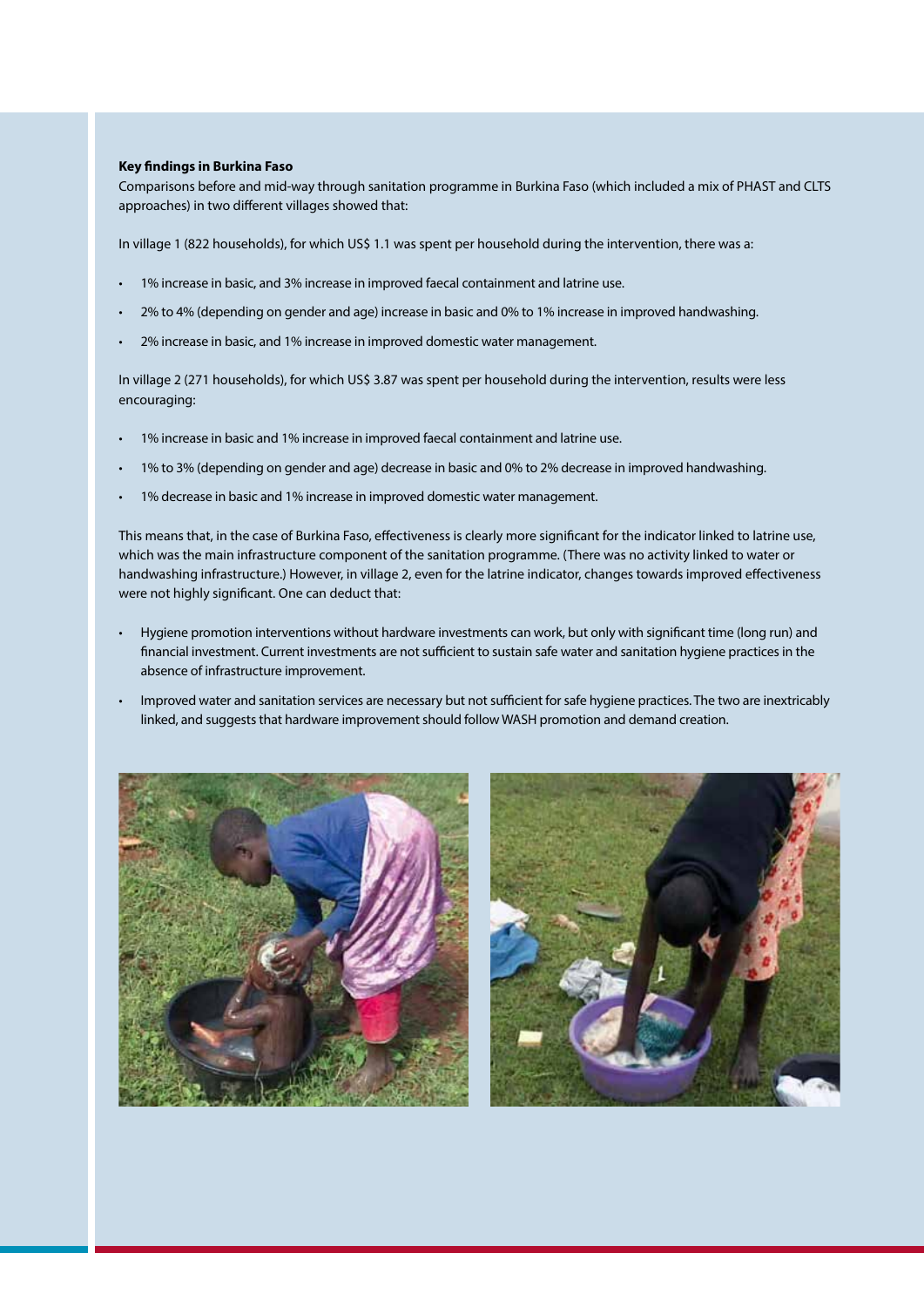**Key findings in Burkina Faso**

Comparisons before and mid-way through sanitation programme in Burkina Faso (which included a mix of PHAST and CLTS approaches) in two different villages showed that:

In village 1 (822 households), for which US$ 1.1 was spent per household during the intervention, there was a:

- 1% increase in basic, and 3% increase in improved faecal containment and latrine use.
- 2% to 4% (depending on gender and age) increase in basic and 0% to 1% increase in improved handwashing.
- 2% increase in basic, and 1% increase in improved domestic water management.

In village 2 (271 households), for which US$ 3.87 was spent per household during the intervention, results were less encouraging:

- 1% increase in basic and 1% increase in improved faecal containment and latrine use.
- 1% to 3% (depending on gender and age) decrease in basic and 0% to 2% decrease in improved handwashing.
- 1% decrease in basic and 1% increase in improved domestic water management.

This means that, in the case of Burkina Faso, effectiveness is clearly more significant for the indicator linked to latrine use, which was the main infrastructure component of the sanitation programme. (There was no activity linked to water or handwashing infrastructure.) However, in village 2, even for the latrine indicator, changes towards improved effectiveness were not highly significant. One can deduct that:

- Hygiene promotion interventions without hardware investments can work, but only with significant time (long run) and financial investment. Current investments are not sufficient to sustain safe water and sanitation hygiene practices in the absence of infrastructure improvement.
- Improved water and sanitation services are necessary but not sufficient for safe hygiene practices. The two are inextricably linked, and suggests that hardware improvement should follow WASH promotion and demand creation.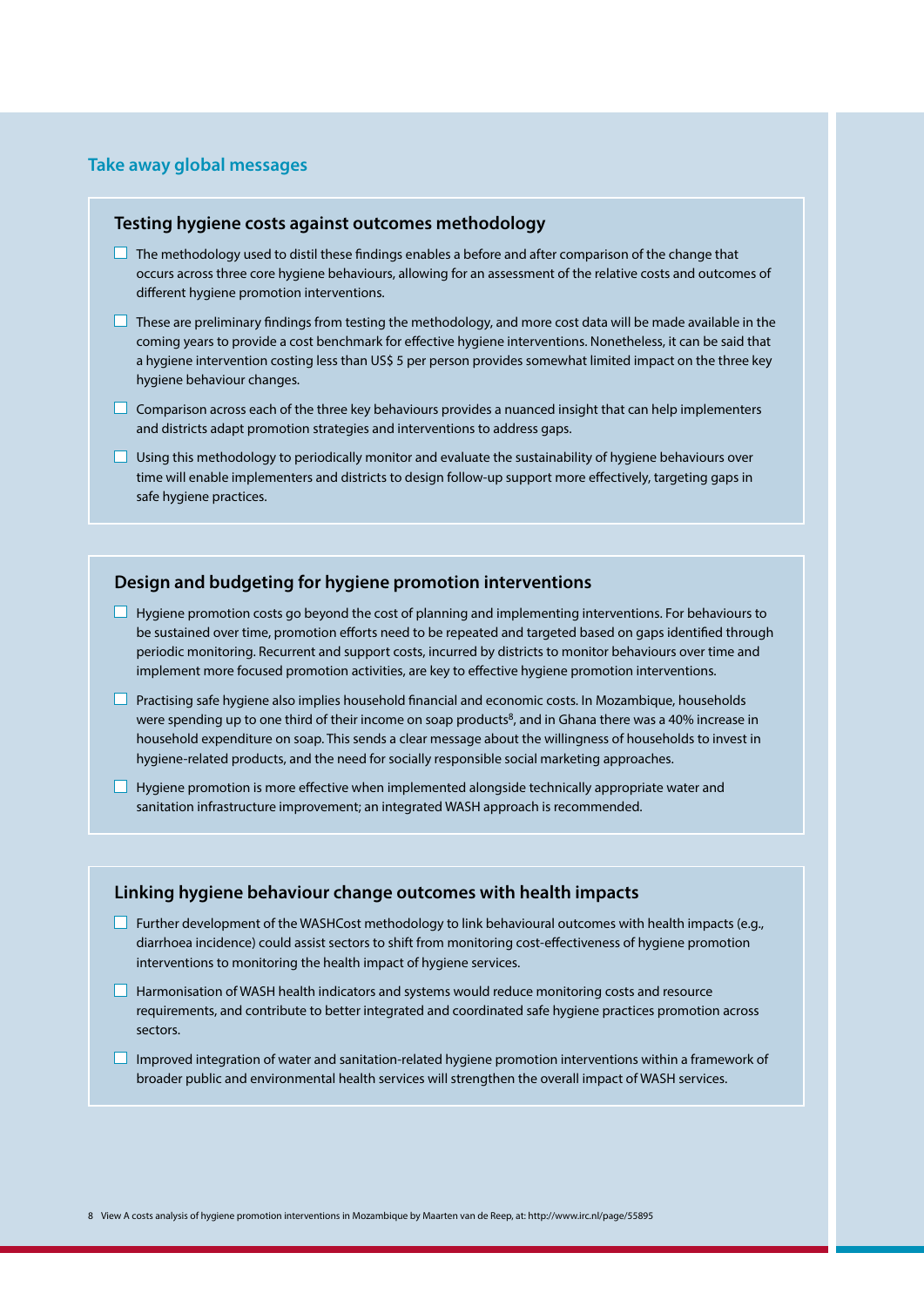## Take away global messages

### Testing hygiene costs against outcomes methodology

- The methodology used to distil these findings enables a before and after comparison of the change that occurs across three core hygiene behaviours, allowing for an assessment of the relative costs and outcomes of different hygiene promotion interventions.
- These are preliminary findings from testing the methodology, and more cost data will be made available in the coming years to provide a cost benchmark for effective hygiene interventions. Nonetheless, it can be said that a hygiene intervention costing less than US$ 5 per person provides somewhat limited impact on the three key hygiene behaviour changes.
- Comparison across each of the three key behaviours provides a nuanced insight that can help implementers and districts adapt promotion strategies and interventions to address gaps.
- Using this methodology to periodically monitor and evaluate the sustainability of hygiene behaviours over time will enable implementers and districts to design follow-up support more effectively, targeting gaps in safe hygiene practices.

### Design and budgeting for hygiene promotion interventions

- Hygiene promotion costs go beyond the cost of planning and implementing interventions. For behaviours to be sustained over time, promotion efforts need to be repeated and targeted based on gaps identified through periodic monitoring. Recurrent and support costs, incurred by districts to monitor behaviours over time and implement more focused promotion activities, are key to effective hygiene promotion interventions.
- Practising safe hygiene also implies household financial and economic costs. In Mozambique, households were spending up to one third of their income on soap products[8], and in Ghana there was a 40% increase in household expenditure on soap. This sends a clear message about the willingness of households to invest in hygiene-related products, and the need for socially responsible social marketing approaches.
- Hygiene promotion is more effective when implemented alongside technically appropriate water and sanitation infrastructure improvement; an integrated WASH approach is recommended.

### Linking hygiene behaviour change outcomes with health impacts

- Further development of the WASHCost methodology to link behavioural outcomes with health impacts (e.g., diarrhoea incidence) could assist sectors to shift from monitoring cost-effectiveness of hygiene promotion interventions to monitoring the health impact of hygiene services.
- Harmonisation of WASH health indicators and systems would reduce monitoring costs and resource requirements, and contribute to better integrated and coordinated safe hygiene practices promotion across sectors.
- Improved integration of water and sanitation-related hygiene promotion interventions within a framework of broader public and environmental health services will strengthen the overall impact of WASH services.

8 View A costs analysis of hygiene promotion interventions in Mozambique by Maarten van de Reep, at: http://www.irc.nl/page/55895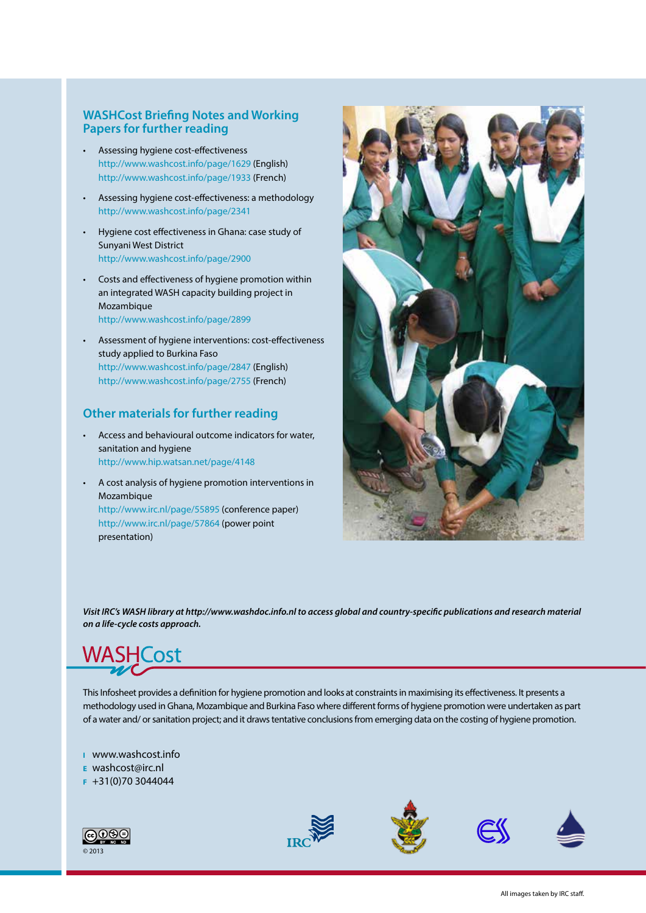## WASHCost Briefing Notes and Working Papers for further reading

- Assessing hygiene cost-effectiveness
  http://www.washcost.info/page/1629 (English)
  http://www.washcost.info/page/1933 (French)
- Assessing hygiene cost-effectiveness: a methodology
  http://www.washcost.info/page/2341
- Hygiene cost effectiveness in Ghana: case study of Sunyani West District
  http://www.washcost.info/page/2900
- Costs and effectiveness of hygiene promotion within an integrated WASH capacity building project in Mozambique
  http://www.washcost.info/page/2899
- Assessment of hygiene interventions: cost-effectiveness study applied to Burkina Faso
  http://www.washcost.info/page/2847 (English)
  http://www.washcost.info/page/2755 (French)

## Other materials for further reading

- Access and behavioural outcome indicators for water, sanitation and hygiene
  http://www.hip.watsan.net/page/4148
- A cost analysis of hygiene promotion interventions in Mozambique
  http://www.irc.nl/page/55895 (conference paper)
  http://www.irc.nl/page/57864 (power point presentation)

***Visit IRC's WASH library at http://www.washdoc.info.nl to access global and country-specific publications and research material on a life-cycle costs approach.***

# WASHCost

This Infosheet provides a definition for hygiene promotion and looks at constraints in maximising its effectiveness. It presents a methodology used in Ghana, Mozambique and Burkina Faso where different forms of hygiene promotion were undertaken as part of a water and/ or sanitation project; and it draws tentative conclusions from emerging data on the costing of hygiene promotion.

I www.washcost.info
E washcost@irc.nl
F +31(0)70 3044044

© 2013

All images taken by IRC staff.